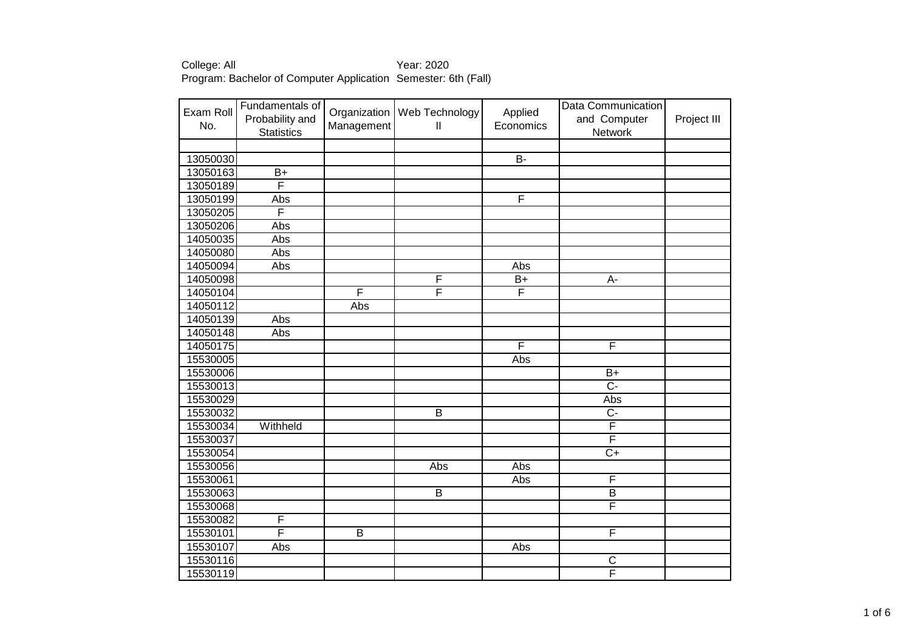College: All Year: 2020

Program: Bachelor of Computer Application Semester: 6th (Fall)

| Exam Roll No. | Fundamentals of Probability and Statistics | Organization Management | Web Technology II | Applied Economics | Data Communication and Computer Network | Project III |
|---|---|---|---|---|---|---|
| | | | | | | |
| 13050030 | | | | B- | | |
| 13050163 | B+ | | | | | |
| 13050189 | F | | | | | |
| 13050199 | Abs | | | F | | |
| 13050205 | F | | | | | |
| 13050206 | Abs | | | | | |
| 14050035 | Abs | | | | | |
| 14050080 | Abs | | | | | |
| 14050094 | Abs | | | Abs | | |
| 14050098 | | | F | B+ | A- | |
| 14050104 | | F | F | F | | |
| 14050112 | | Abs | | | | |
| 14050139 | Abs | | | | | |
| 14050148 | Abs | | | | | |
| 14050175 | | | | F | F | |
| 15530005 | | | | Abs | | |
| 15530006 | | | | | B+ | |
| 15530013 | | | | | C- | |
| 15530029 | | | | | Abs | |
| 15530032 | | | B | | C- | |
| 15530034 | Withheld | | | | F | |
| 15530037 | | | | | F | |
| 15530054 | | | | | C+ | |
| 15530056 | | | Abs | Abs | | |
| 15530061 | | | | Abs | F | |
| 15530063 | | | B | | B | |
| 15530068 | | | | | F | |
| 15530082 | F | | | | | |
| 15530101 | F | B | | | F | |
| 15530107 | Abs | | | Abs | | |
| 15530116 | | | | | C | |
| 15530119 | | | | | F | |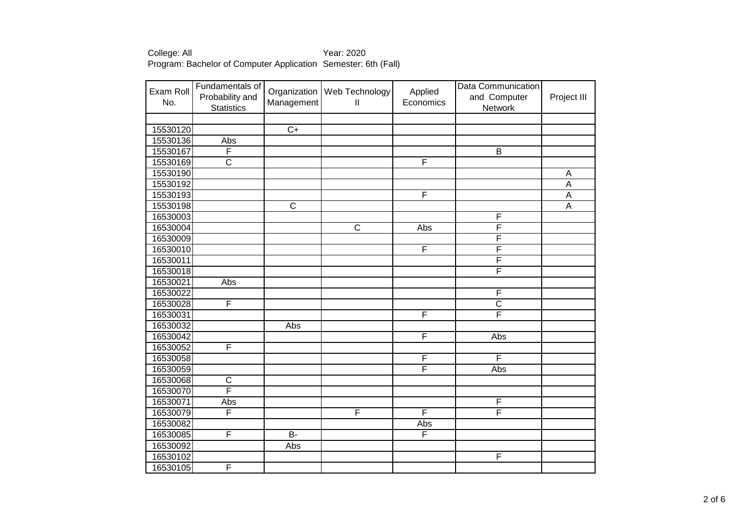College: All　　　　　　　　　　　　　Year: 2020
Program: Bachelor of Computer Application　Semester: 6th (Fall)

| Exam Roll No. | Fundamentals of Probability and Statistics | Organization Management | Web Technology II | Applied Economics | Data Communication and Computer Network | Project III |
|---|---|---|---|---|---|---|
| | | | | | | |
| 15530120 | | C+ | | | | |
| 15530136 | Abs | | | | | |
| 15530167 | F | | | | B | |
| 15530169 | C | | | F | | |
| 15530190 | | | | | | A |
| 15530192 | | | | | | A |
| 15530193 | | | | F | | A |
| 15530198 | | C | | | | A |
| 16530003 | | | | | F | |
| 16530004 | | | C | Abs | F | |
| 16530009 | | | | | F | |
| 16530010 | | | | F | F | |
| 16530011 | | | | | F | |
| 16530018 | | | | | F | |
| 16530021 | Abs | | | | | |
| 16530022 | | | | | F | |
| 16530028 | F | | | | C | |
| 16530031 | | | | F | F | |
| 16530032 | | Abs | | | | |
| 16530042 | | | | F | Abs | |
| 16530052 | F | | | | | |
| 16530058 | | | | F | F | |
| 16530059 | | | | F | Abs | |
| 16530068 | C | | | | | |
| 16530070 | F | | | | | |
| 16530071 | Abs | | | | F | |
| 16530079 | F | | F | F | F | |
| 16530082 | | | | Abs | | |
| 16530085 | F | B- | | F | | |
| 16530092 | | Abs | | | | |
| 16530102 | | | | | F | |
| 16530105 | F | | | | | |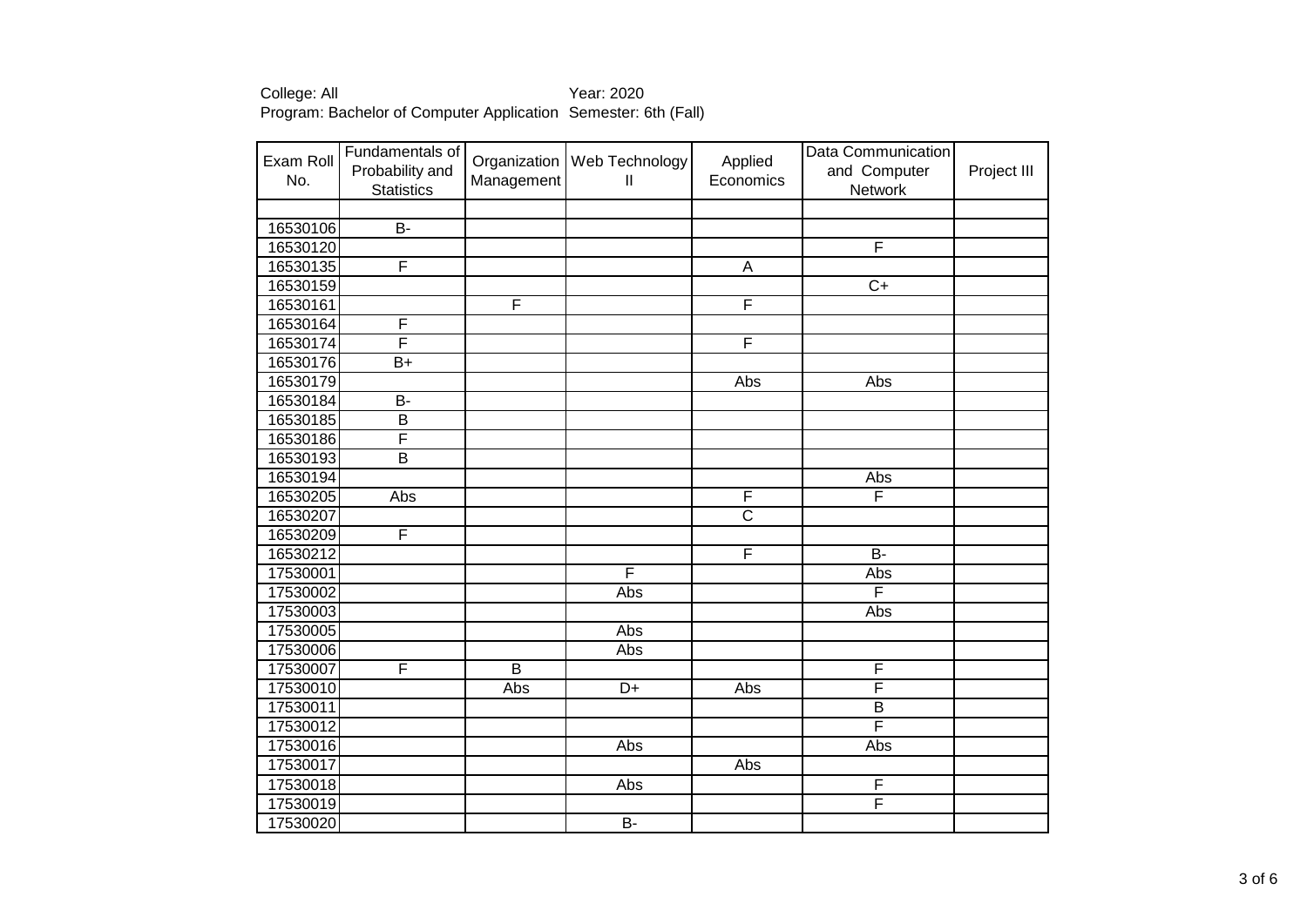College: All Year: 2020

Program: Bachelor of Computer Application Semester: 6th (Fall)

| Exam Roll No. | Fundamentals of Probability and Statistics | Organization Management | Web Technology II | Applied Economics | Data Communication and Computer Network | Project III |
|---|---|---|---|---|---|---|
| | | | | | | |
| 16530106 | B- | | | | | |
| 16530120 | | | | | F | |
| 16530135 | F | | | A | | |
| 16530159 | | | | | C+ | |
| 16530161 | | F | | F | | |
| 16530164 | F | | | | | |
| 16530174 | F | | | F | | |
| 16530176 | B+ | | | | | |
| 16530179 | | | | Abs | Abs | |
| 16530184 | B- | | | | | |
| 16530185 | B | | | | | |
| 16530186 | F | | | | | |
| 16530193 | B | | | | | |
| 16530194 | | | | | Abs | |
| 16530205 | Abs | | | F | F | |
| 16530207 | | | | C | | |
| 16530209 | F | | | | | |
| 16530212 | | | | F | B- | |
| 17530001 | | | F | | Abs | |
| 17530002 | | | Abs | | F | |
| 17530003 | | | | | Abs | |
| 17530005 | | | Abs | | | |
| 17530006 | | | Abs | | | |
| 17530007 | F | B | | | F | |
| 17530010 | | Abs | D+ | Abs | F | |
| 17530011 | | | | | B | |
| 17530012 | | | | | F | |
| 17530016 | | | Abs | | Abs | |
| 17530017 | | | | Abs | | |
| 17530018 | | | Abs | | F | |
| 17530019 | | | | | F | |
| 17530020 | | | B- | | | |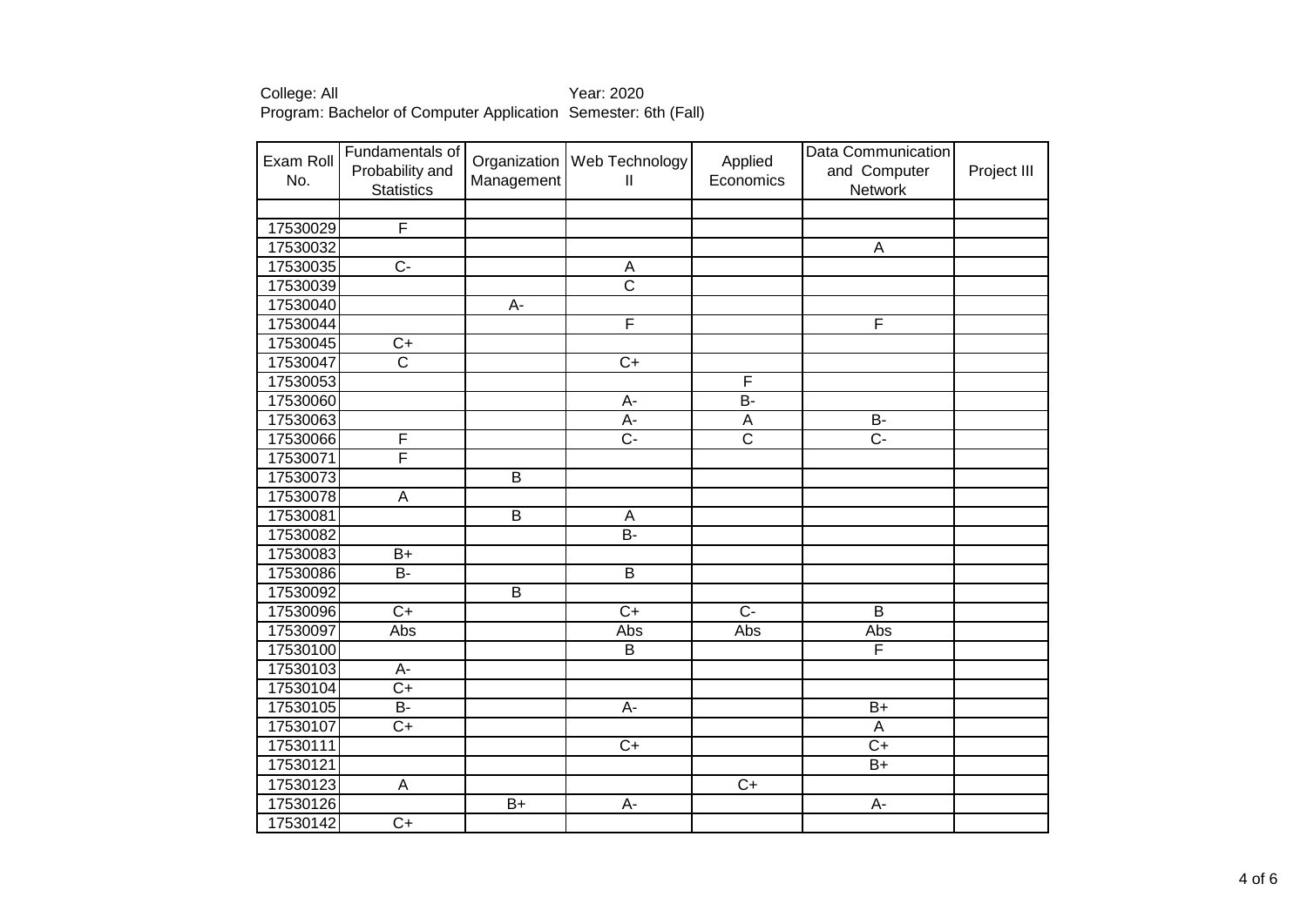College: All                                        Year: 2020
Program: Bachelor of Computer Application   Semester: 6th (Fall)

| Exam Roll No. | Fundamentals of Probability and Statistics | Organization Management | Web Technology II | Applied Economics | Data Communication and Computer Network | Project III |
|---|---|---|---|---|---|---|
| | | | | | | |
| 17530029 | F | | | | | |
| 17530032 | | | | | A | |
| 17530035 | C- | | A | | | |
| 17530039 | | | C | | | |
| 17530040 | | A- | | | | |
| 17530044 | | | F | | F | |
| 17530045 | C+ | | | | | |
| 17530047 | C | | C+ | | | |
| 17530053 | | | | F | | |
| 17530060 | | | A- | B- | | |
| 17530063 | | | A- | A | B- | |
| 17530066 | F | | C- | C | C- | |
| 17530071 | F | | | | | |
| 17530073 | | B | | | | |
| 17530078 | A | | | | | |
| 17530081 | | B | A | | | |
| 17530082 | | | B- | | | |
| 17530083 | B+ | | | | | |
| 17530086 | B- | | B | | | |
| 17530092 | | B | | | | |
| 17530096 | C+ | | C+ | C- | B | |
| 17530097 | Abs | | Abs | Abs | Abs | |
| 17530100 | | | B | | F | |
| 17530103 | A- | | | | | |
| 17530104 | C+ | | | | | |
| 17530105 | B- | | A- | | B+ | |
| 17530107 | C+ | | | | A | |
| 17530111 | | | C+ | | C+ | |
| 17530121 | | | | | B+ | |
| 17530123 | A | | | C+ | | |
| 17530126 | | B+ | A- | | A- | |
| 17530142 | C+ | | | | | |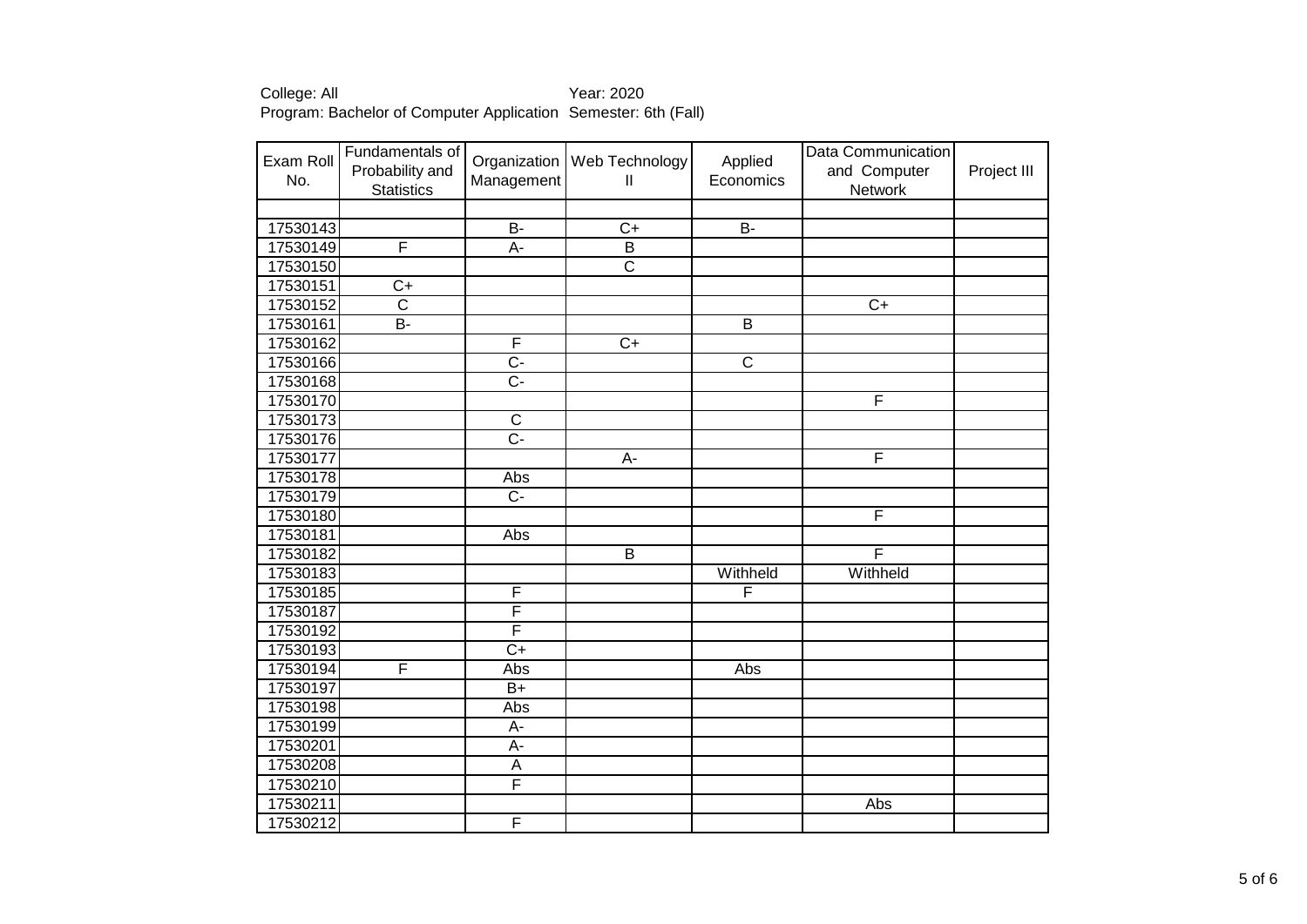College: All Year: 2020
Program: Bachelor of Computer Application Semester: 6th (Fall)

| Exam Roll No. | Fundamentals of Probability and Statistics | Organization Management | Web Technology II | Applied Economics | Data Communication and Computer Network | Project III |
|---|---|---|---|---|---|---|
| | | | | | | |
| 17530143 | | B- | C+ | B- | | |
| 17530149 | F | A- | B | | | |
| 17530150 | | | C | | | |
| 17530151 | C+ | | | | | |
| 17530152 | C | | | | C+ | |
| 17530161 | B- | | | B | | |
| 17530162 | | F | C+ | | | |
| 17530166 | | C- | | C | | |
| 17530168 | | C- | | | | |
| 17530170 | | | | | F | |
| 17530173 | | C | | | | |
| 17530176 | | C- | | | | |
| 17530177 | | | A- | | F | |
| 17530178 | | Abs | | | | |
| 17530179 | | C- | | | | |
| 17530180 | | | | | F | |
| 17530181 | | Abs | | | | |
| 17530182 | | | B | | F | |
| 17530183 | | | | Withheld | Withheld | |
| 17530185 | | F | | F | | |
| 17530187 | | F | | | | |
| 17530192 | | F | | | | |
| 17530193 | | C+ | | | | |
| 17530194 | F | Abs | | Abs | | |
| 17530197 | | B+ | | | | |
| 17530198 | | Abs | | | | |
| 17530199 | | A- | | | | |
| 17530201 | | A- | | | | |
| 17530208 | | A | | | | |
| 17530210 | | F | | | | |
| 17530211 | | | | | Abs | |
| 17530212 | | F | | | | |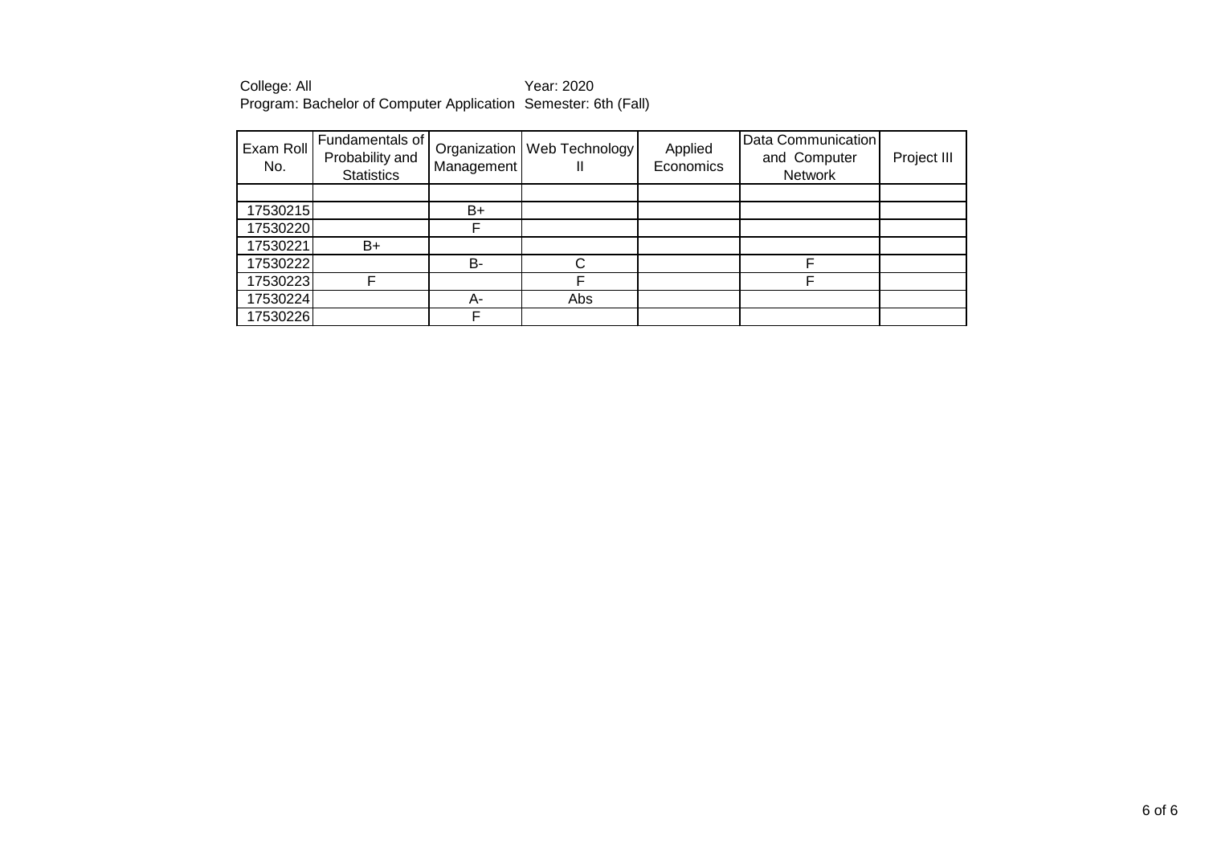College: All Year: 2020
Program: Bachelor of Computer Application Semester: 6th (Fall)

| Exam Roll No. | Fundamentals of Probability and Statistics | Organization Management | Web Technology II | Applied Economics | Data Communication and Computer Network | Project III |
|---|---|---|---|---|---|---|
| | | | | | | |
| 17530215 | | B+ | | | | |
| 17530220 | | F | | | | |
| 17530221 | B+ | | | | | |
| 17530222 | | B- | C | | F | |
| 17530223 | F | | F | | F | |
| 17530224 | | A- | Abs | | | |
| 17530226 | | F | | | | |